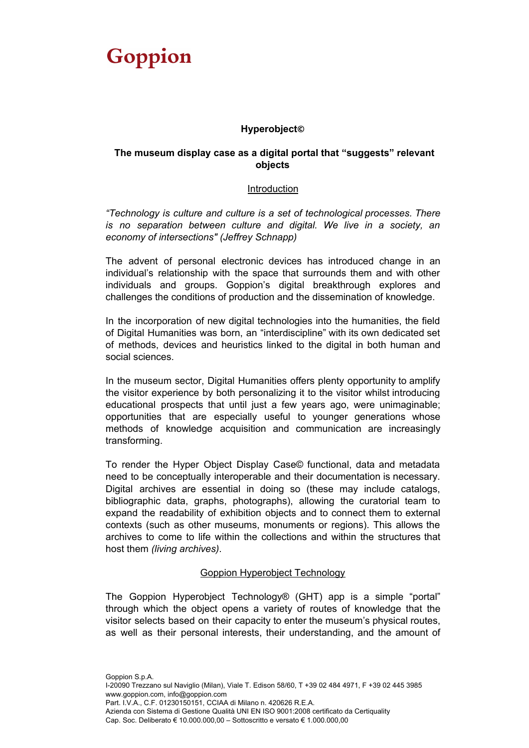# Goppion

**Hyperobject©**

**The museum display case as a digital portal that "suggests" relevant objects**

## Introduction

*"Technology is culture and culture is a set of technological processes. There is no separation between culture and digital. We live in a society, an economy of intersections" (Jeffrey Schnapp)*

The advent of personal electronic devices has introduced change in an individual's relationship with the space that surrounds them and with other individuals and groups. Goppion's digital breakthrough explores and challenges the conditions of production and the dissemination of knowledge.

In the incorporation of new digital technologies into the humanities, the field of Digital Humanities was born, an "interdiscipline" with its own dedicated set of methods, devices and heuristics linked to the digital in both human and social sciences.

In the museum sector, Digital Humanities offers plenty opportunity to amplify the visitor experience by both personalizing it to the visitor whilst introducing educational prospects that until just a few years ago, were unimaginable; opportunities that are especially useful to younger generations whose methods of knowledge acquisition and communication are increasingly transforming.

To render the Hyper Object Display Case© functional, data and metadata need to be conceptually interoperable and their documentation is necessary. Digital archives are essential in doing so (these may include catalogs, bibliographic data, graphs, photographs), allowing the curatorial team to expand the readability of exhibition objects and to connect them to external contexts (such as other museums, monuments or regions). This allows the archives to come to life within the collections and within the structures that host them *(living archives)*.

## Goppion Hyperobject Technology

The Goppion Hyperobject Technology® (GHT) app is a simple "portal" through which the object opens a variety of routes of knowledge that the visitor selects based on their capacity to enter the museum's physical routes, as well as their personal interests, their understanding, and the amount of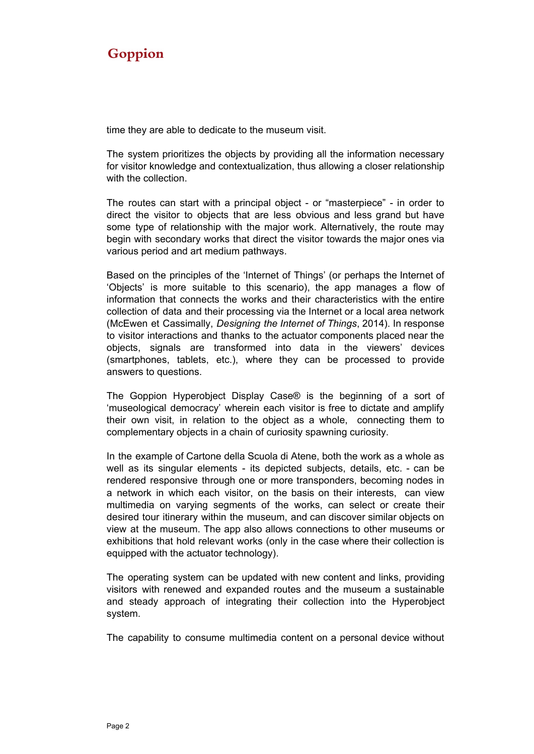time they are able to dedicate to the museum visit.

The system prioritizes the objects by providing all the information necessary for visitor knowledge and contextualization, thus allowing a closer relationship with the collection.

The routes can start with a principal object - or “masterpiece” - in order to direct the visitor to objects that are less obvious and less grand but have some type of relationship with the major work. Alternatively, the route may begin with secondary works that direct the visitor towards the major ones via various period and art medium pathways.

Based on the principles of the ‘Internet of Things’ (or perhaps the Internet of ‘Objects’ is more suitable to this scenario), the app manages a flow of information that connects the works and their characteristics with the entire collection of data and their processing via the Internet or a local area network (McEwen et Cassimally, *Designing the Internet of Things*, 2014). In response to visitor interactions and thanks to the actuator components placed near the objects, signals are transformed into data in the viewers’ devices (smartphones, tablets, etc.), where they can be processed to provide answers to questions.

The Goppion Hyperobject Display Case® is the beginning of a sort of ‘museological democracy’ wherein each visitor is free to dictate and amplify their own visit, in relation to the object as a whole, connecting them to complementary objects in a chain of curiosity spawning curiosity.

In the example of Cartone della Scuola di Atene, both the work as a whole as well as its singular elements - its depicted subjects, details, etc. - can be rendered responsive through one or more transponders, becoming nodes in a network in which each visitor, on the basis on their interests, can view multimedia on varying segments of the works, can select or create their desired tour itinerary within the museum, and can discover similar objects on view at the museum. The app also allows connections to other museums or exhibitions that hold relevant works (only in the case where their collection is equipped with the actuator technology).

The operating system can be updated with new content and links, providing visitors with renewed and expanded routes and the museum a sustainable and steady approach of integrating their collection into the Hyperobject system.

The capability to consume multimedia content on a personal device without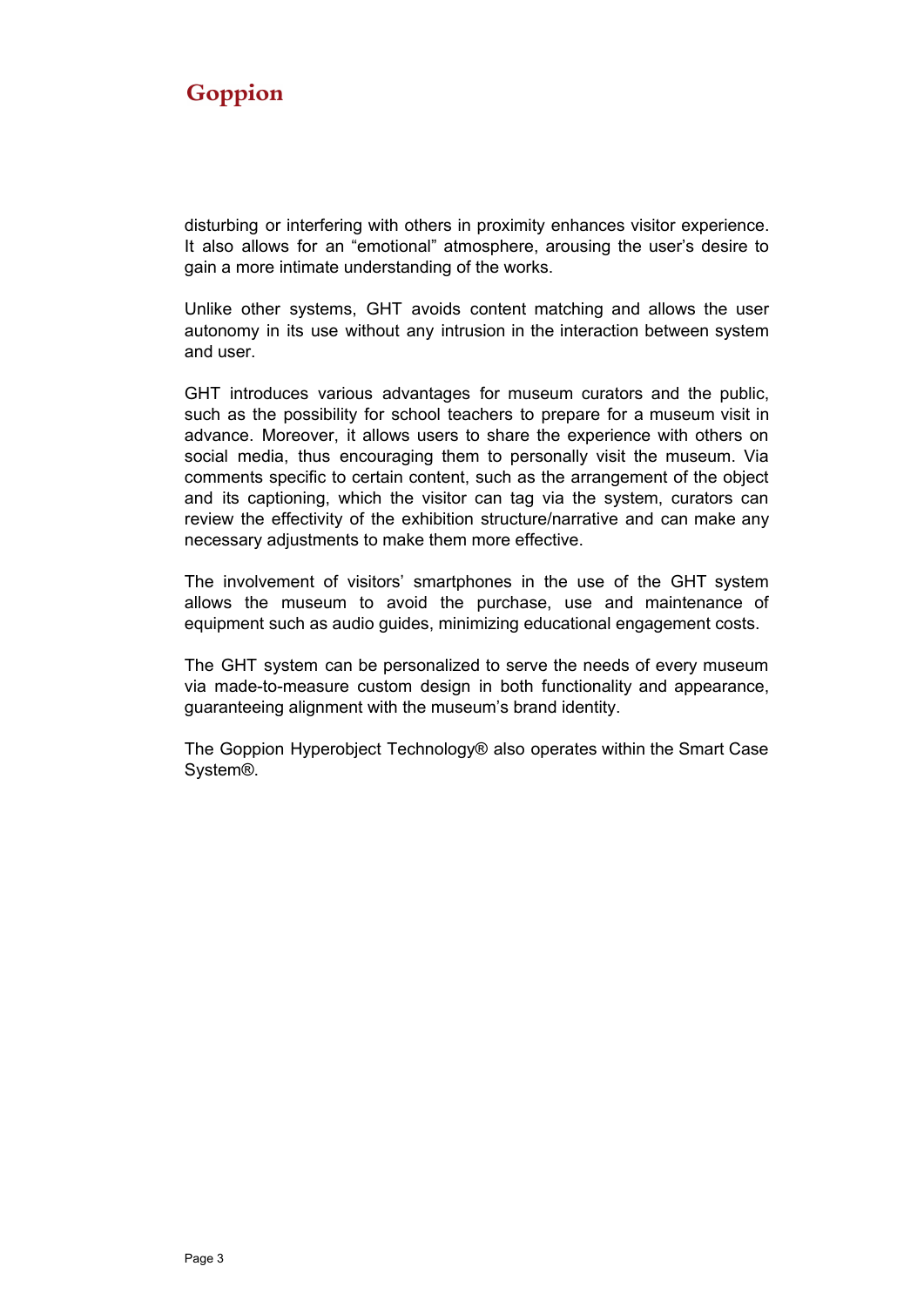disturbing or interfering with others in proximity enhances visitor experience. It also allows for an "emotional" atmosphere, arousing the user's desire to gain a more intimate understanding of the works.

Unlike other systems, GHT avoids content matching and allows the user autonomy in its use without any intrusion in the interaction between system and user.

GHT introduces various advantages for museum curators and the public, such as the possibility for school teachers to prepare for a museum visit in advance. Moreover, it allows users to share the experience with others on social media, thus encouraging them to personally visit the museum. Via comments specific to certain content, such as the arrangement of the object and its captioning, which the visitor can tag via the system, curators can review the effectivity of the exhibition structure/narrative and can make any necessary adjustments to make them more effective.

The involvement of visitors' smartphones in the use of the GHT system allows the museum to avoid the purchase, use and maintenance of equipment such as audio guides, minimizing educational engagement costs.

The GHT system can be personalized to serve the needs of every museum via made-to-measure custom design in both functionality and appearance, guaranteeing alignment with the museum's brand identity.

The Goppion Hyperobject Technology® also operates within the Smart Case System®.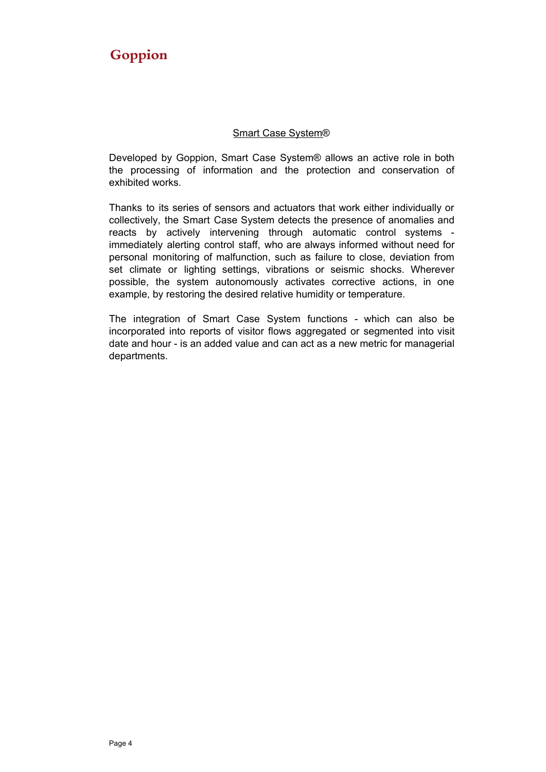## Smart Case System®

Developed by Goppion, Smart Case System® allows an active role in both the processing of information and the protection and conservation of exhibited works.

Thanks to its series of sensors and actuators that work either individually or collectively, the Smart Case System detects the presence of anomalies and reacts by actively intervening through automatic control systems - immediately alerting control staff, who are always informed without need for personal monitoring of malfunction, such as failure to close, deviation from set climate or lighting settings, vibrations or seismic shocks. Wherever possible, the system autonomously activates corrective actions, in one example, by restoring the desired relative humidity or temperature.

The integration of Smart Case System functions - which can also be incorporated into reports of visitor flows aggregated or segmented into visit date and hour - is an added value and can act as a new metric for managerial departments.